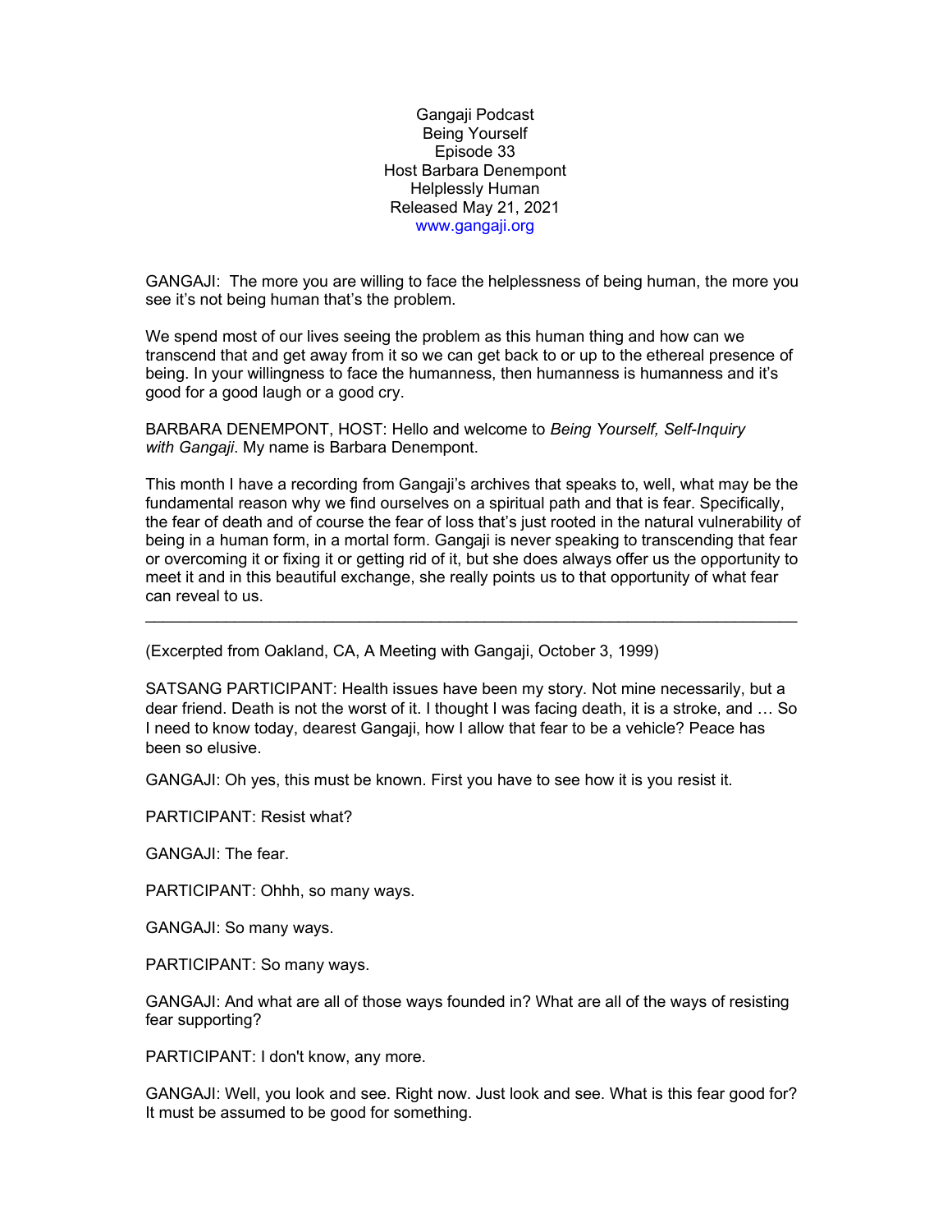Gangaji Podcast
Being Yourself
Episode 33
Host Barbara Denempont
Helplessly Human
Released May 21, 2021
www.gangaji.org

GANGAJI: The more you are willing to face the helplessness of being human, the more you see it's not being human that's the problem.

We spend most of our lives seeing the problem as this human thing and how can we transcend that and get away from it so we can get back to or up to the ethereal presence of being. In your willingness to face the humanness, then humanness is humanness and it's good for a good laugh or a good cry.

BARBARA DENEMPONT, HOST: Hello and welcome to *Being Yourself, Self-Inquiry with Gangaji*. My name is Barbara Denempont.

This month I have a recording from Gangaji's archives that speaks to, well, what may be the fundamental reason why we find ourselves on a spiritual path and that is fear. Specifically, the fear of death and of course the fear of loss that's just rooted in the natural vulnerability of being in a human form, in a mortal form. Gangaji is never speaking to transcending that fear or overcoming it or fixing it or getting rid of it, but she does always offer us the opportunity to meet it and in this beautiful exchange, she really points us to that opportunity of what fear can reveal to us.

---

(Excerpted from Oakland, CA, A Meeting with Gangaji, October 3, 1999)

SATSANG PARTICIPANT: Health issues have been my story. Not mine necessarily, but a dear friend. Death is not the worst of it. I thought I was facing death, it is a stroke, and … So I need to know today, dearest Gangaji, how I allow that fear to be a vehicle? Peace has been so elusive.

GANGAJI: Oh yes, this must be known. First you have to see how it is you resist it.

PARTICIPANT: Resist what?

GANGAJI: The fear.

PARTICIPANT: Ohhh, so many ways.

GANGAJI: So many ways.

PARTICIPANT: So many ways.

GANGAJI: And what are all of those ways founded in? What are all of the ways of resisting fear supporting?

PARTICIPANT: I don't know, any more.

GANGAJI: Well, you look and see. Right now. Just look and see. What is this fear good for? It must be assumed to be good for something.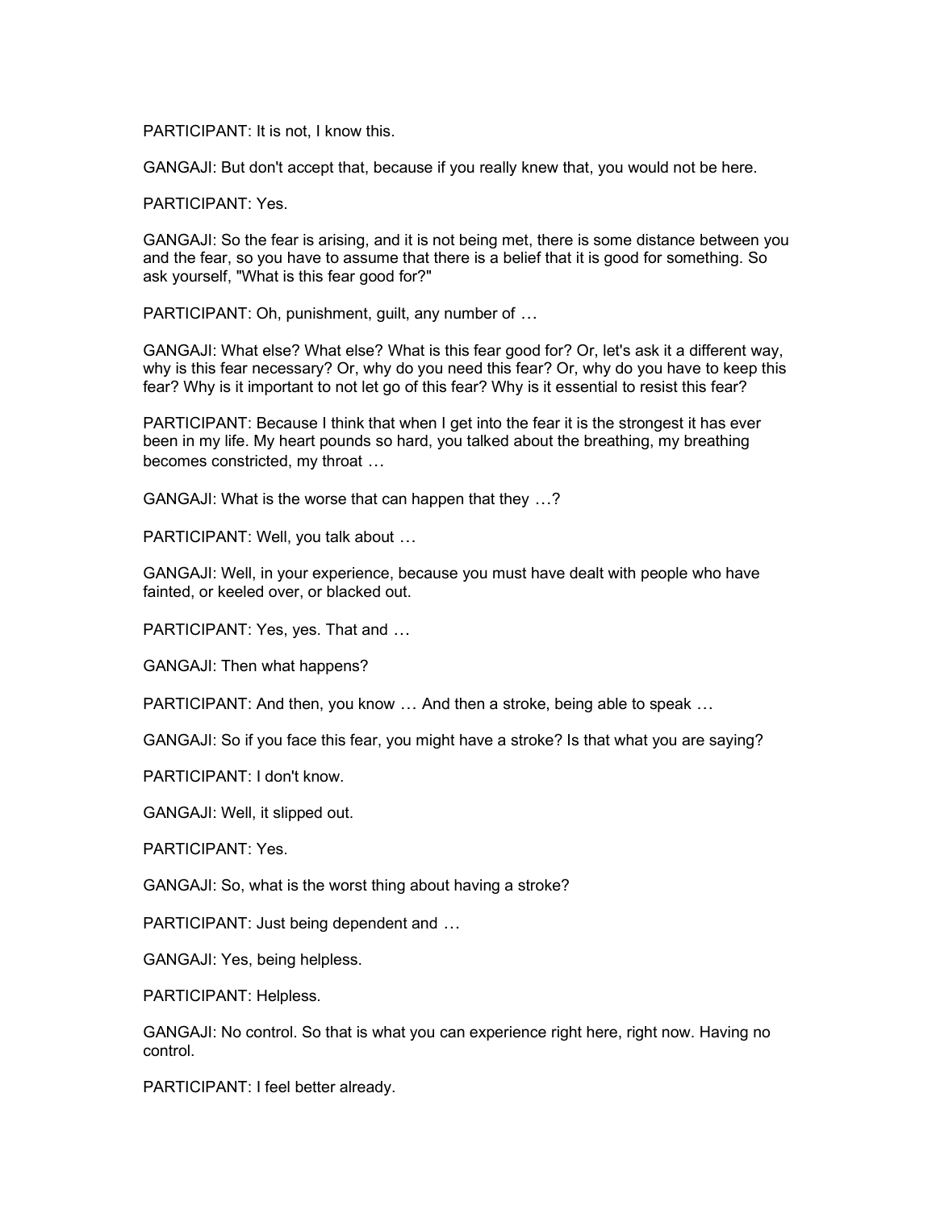PARTICIPANT: It is not, I know this.

GANGAJI: But don't accept that, because if you really knew that, you would not be here.

PARTICIPANT: Yes.

GANGAJI: So the fear is arising, and it is not being met, there is some distance between you and the fear, so you have to assume that there is a belief that it is good for something. So ask yourself, "What is this fear good for?"

PARTICIPANT: Oh, punishment, guilt, any number of …

GANGAJI: What else? What else? What is this fear good for? Or, let's ask it a different way, why is this fear necessary? Or, why do you need this fear? Or, why do you have to keep this fear? Why is it important to not let go of this fear? Why is it essential to resist this fear?

PARTICIPANT: Because I think that when I get into the fear it is the strongest it has ever been in my life. My heart pounds so hard, you talked about the breathing, my breathing becomes constricted, my throat …

GANGAJI: What is the worse that can happen that they …?

PARTICIPANT: Well, you talk about …

GANGAJI: Well, in your experience, because you must have dealt with people who have fainted, or keeled over, or blacked out.

PARTICIPANT: Yes, yes. That and …

GANGAJI: Then what happens?

PARTICIPANT: And then, you know … And then a stroke, being able to speak …

GANGAJI: So if you face this fear, you might have a stroke? Is that what you are saying?

PARTICIPANT: I don't know.

GANGAJI: Well, it slipped out.

PARTICIPANT: Yes.

GANGAJI: So, what is the worst thing about having a stroke?

PARTICIPANT: Just being dependent and …

GANGAJI: Yes, being helpless.

PARTICIPANT: Helpless.

GANGAJI: No control. So that is what you can experience right here, right now. Having no control.

PARTICIPANT: I feel better already.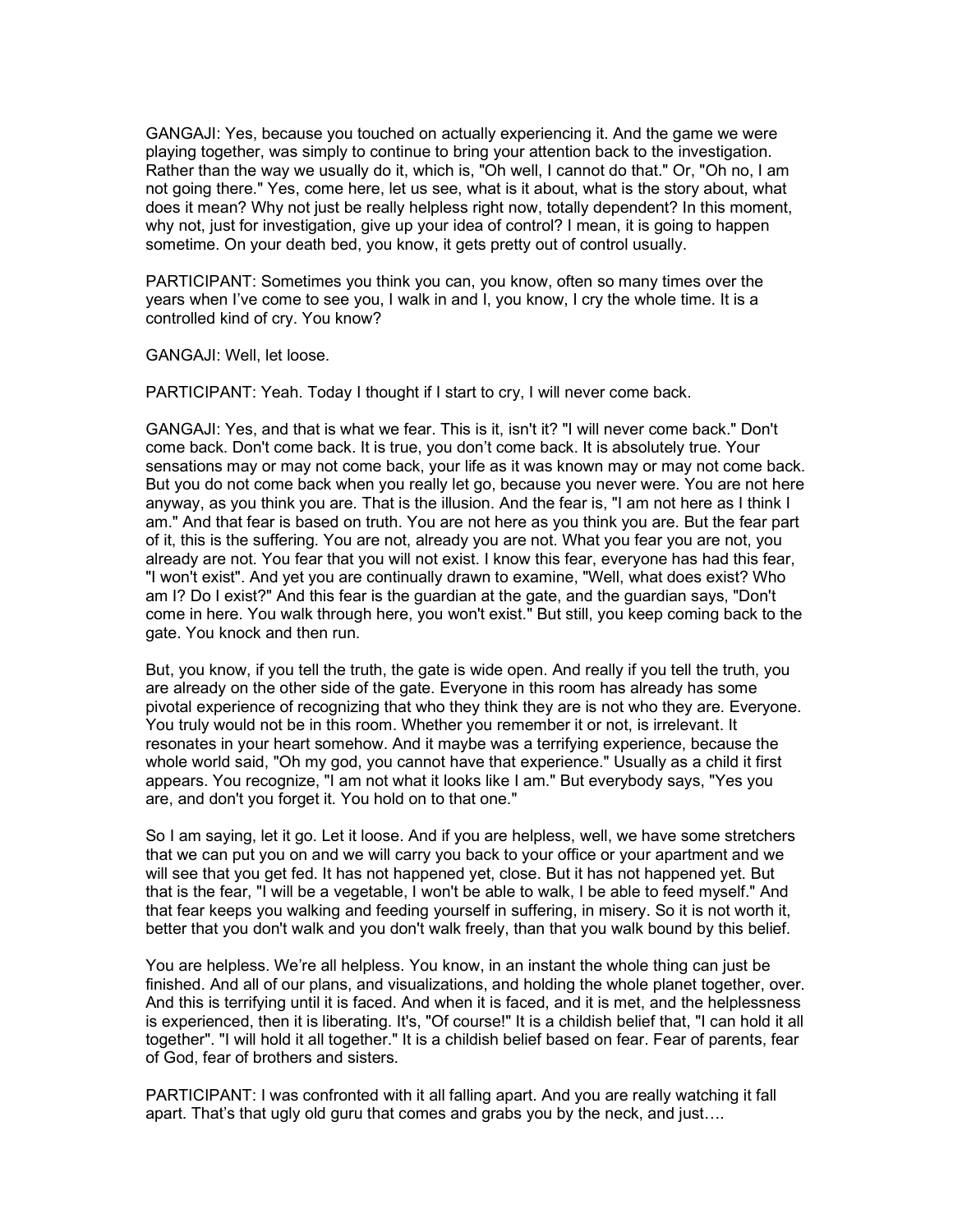GANGAJI: Yes, because you touched on actually experiencing it. And the game we were playing together, was simply to continue to bring your attention back to the investigation. Rather than the way we usually do it, which is, "Oh well, I cannot do that." Or, "Oh no, I am not going there." Yes, come here, let us see, what is it about, what is the story about, what does it mean? Why not just be really helpless right now, totally dependent? In this moment, why not, just for investigation, give up your idea of control? I mean, it is going to happen sometime. On your death bed, you know, it gets pretty out of control usually.

PARTICIPANT: Sometimes you think you can, you know, often so many times over the years when I've come to see you, I walk in and I, you know, I cry the whole time. It is a controlled kind of cry. You know?

GANGAJI: Well, let loose.

PARTICIPANT: Yeah. Today I thought if I start to cry, I will never come back.

GANGAJI: Yes, and that is what we fear. This is it, isn't it? "I will never come back." Don't come back. Don't come back. It is true, you don't come back. It is absolutely true. Your sensations may or may not come back, your life as it was known may or may not come back. But you do not come back when you really let go, because you never were. You are not here anyway, as you think you are. That is the illusion. And the fear is, "I am not here as I think I am." And that fear is based on truth. You are not here as you think you are. But the fear part of it, this is the suffering. You are not, already you are not. What you fear you are not, you already are not. You fear that you will not exist. I know this fear, everyone has had this fear, "I won't exist". And yet you are continually drawn to examine, "Well, what does exist? Who am I? Do I exist?" And this fear is the guardian at the gate, and the guardian says, "Don't come in here. You walk through here, you won't exist." But still, you keep coming back to the gate. You knock and then run.

But, you know, if you tell the truth, the gate is wide open. And really if you tell the truth, you are already on the other side of the gate. Everyone in this room has already has some pivotal experience of recognizing that who they think they are is not who they are. Everyone. You truly would not be in this room. Whether you remember it or not, is irrelevant. It resonates in your heart somehow. And it maybe was a terrifying experience, because the whole world said, "Oh my god, you cannot have that experience." Usually as a child it first appears. You recognize, "I am not what it looks like I am." But everybody says, "Yes you are, and don't you forget it. You hold on to that one."

So I am saying, let it go. Let it loose. And if you are helpless, well, we have some stretchers that we can put you on and we will carry you back to your office or your apartment and we will see that you get fed. It has not happened yet, close. But it has not happened yet. But that is the fear, "I will be a vegetable, I won't be able to walk, I be able to feed myself." And that fear keeps you walking and feeding yourself in suffering, in misery. So it is not worth it, better that you don't walk and you don't walk freely, than that you walk bound by this belief.

You are helpless. We're all helpless. You know, in an instant the whole thing can just be finished. And all of our plans, and visualizations, and holding the whole planet together, over. And this is terrifying until it is faced. And when it is faced, and it is met, and the helplessness is experienced, then it is liberating. It's, "Of course!" It is a childish belief that, "I can hold it all together". "I will hold it all together." It is a childish belief based on fear. Fear of parents, fear of God, fear of brothers and sisters.

PARTICIPANT: I was confronted with it all falling apart. And you are really watching it fall apart. That's that ugly old guru that comes and grabs you by the neck, and just….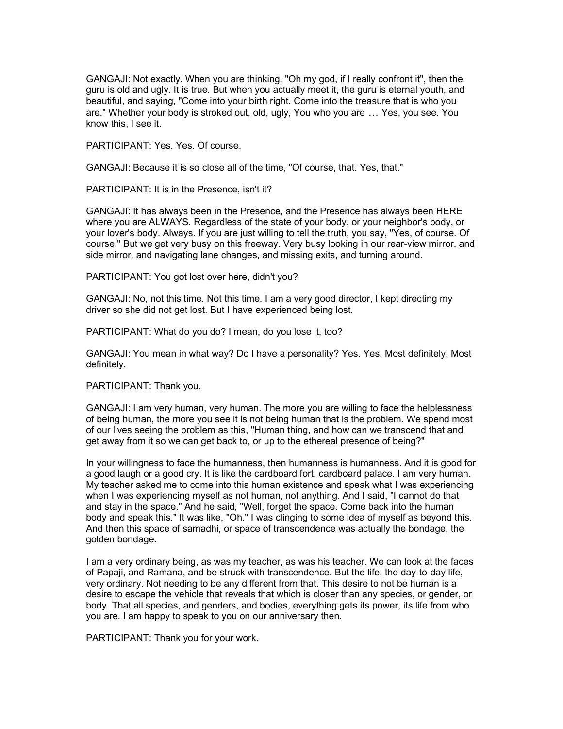GANGAJI: Not exactly. When you are thinking, "Oh my god, if I really confront it", then the guru is old and ugly. It is true. But when you actually meet it, the guru is eternal youth, and beautiful, and saying, "Come into your birth right. Come into the treasure that is who you are." Whether your body is stroked out, old, ugly, You who you are … Yes, you see. You know this, I see it.

PARTICIPANT: Yes. Yes. Of course.

GANGAJI: Because it is so close all of the time, "Of course, that. Yes, that."

PARTICIPANT: It is in the Presence, isn't it?

GANGAJI: It has always been in the Presence, and the Presence has always been HERE where you are ALWAYS. Regardless of the state of your body, or your neighbor's body, or your lover's body. Always. If you are just willing to tell the truth, you say, "Yes, of course. Of course." But we get very busy on this freeway. Very busy looking in our rear-view mirror, and side mirror, and navigating lane changes, and missing exits, and turning around.

PARTICIPANT: You got lost over here, didn't you?

GANGAJI: No, not this time. Not this time. I am a very good director, I kept directing my driver so she did not get lost. But I have experienced being lost.

PARTICIPANT: What do you do? I mean, do you lose it, too?

GANGAJI: You mean in what way? Do I have a personality? Yes. Yes. Most definitely. Most definitely.

PARTICIPANT: Thank you.

GANGAJI: I am very human, very human. The more you are willing to face the helplessness of being human, the more you see it is not being human that is the problem. We spend most of our lives seeing the problem as this, "Human thing, and how can we transcend that and get away from it so we can get back to, or up to the ethereal presence of being?"

In your willingness to face the humanness, then humanness is humanness. And it is good for a good laugh or a good cry. It is like the cardboard fort, cardboard palace. I am very human. My teacher asked me to come into this human existence and speak what I was experiencing when I was experiencing myself as not human, not anything. And I said, "I cannot do that and stay in the space." And he said, "Well, forget the space. Come back into the human body and speak this." It was like, "Oh." I was clinging to some idea of myself as beyond this. And then this space of samadhi, or space of transcendence was actually the bondage, the golden bondage.

I am a very ordinary being, as was my teacher, as was his teacher. We can look at the faces of Papaji, and Ramana, and be struck with transcendence. But the life, the day-to-day life, very ordinary. Not needing to be any different from that. This desire to not be human is a desire to escape the vehicle that reveals that which is closer than any species, or gender, or body. That all species, and genders, and bodies, everything gets its power, its life from who you are. I am happy to speak to you on our anniversary then.

PARTICIPANT: Thank you for your work.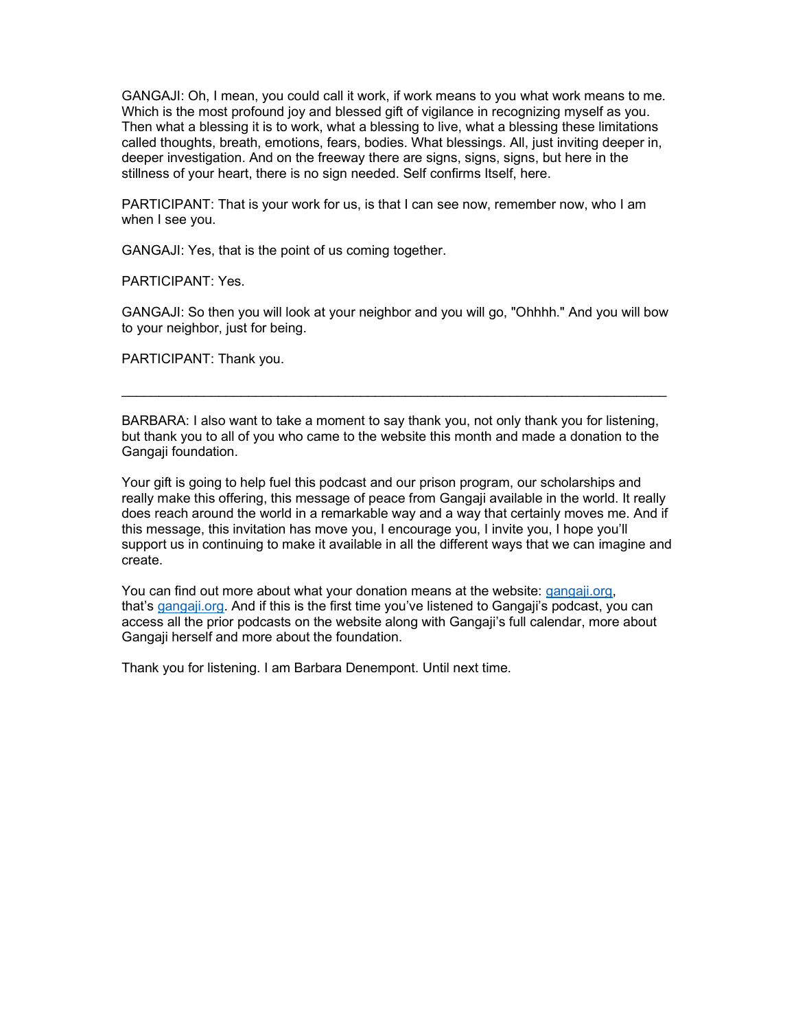GANGAJI: Oh, I mean, you could call it work, if work means to you what work means to me. Which is the most profound joy and blessed gift of vigilance in recognizing myself as you. Then what a blessing it is to work, what a blessing to live, what a blessing these limitations called thoughts, breath, emotions, fears, bodies. What blessings. All, just inviting deeper in, deeper investigation. And on the freeway there are signs, signs, signs, but here in the stillness of your heart, there is no sign needed. Self confirms Itself, here.

PARTICIPANT: That is your work for us, is that I can see now, remember now, who I am when I see you.

GANGAJI: Yes, that is the point of us coming together.

PARTICIPANT: Yes.

GANGAJI: So then you will look at your neighbor and you will go, "Ohhhh." And you will bow to your neighbor, just for being.

PARTICIPANT: Thank you.

---

BARBARA: I also want to take a moment to say thank you, not only thank you for listening, but thank you to all of you who came to the website this month and made a donation to the Gangaji foundation.

Your gift is going to help fuel this podcast and our prison program, our scholarships and really make this offering, this message of peace from Gangaji available in the world. It really does reach around the world in a remarkable way and a way that certainly moves me. And if this message, this invitation has move you, I encourage you, I invite you, I hope you'll support us in continuing to make it available in all the different ways that we can imagine and create.

You can find out more about what your donation means at the website: gangaji.org, that's gangaji.org. And if this is the first time you've listened to Gangaji's podcast, you can access all the prior podcasts on the website along with Gangaji's full calendar, more about Gangaji herself and more about the foundation.

Thank you for listening. I am Barbara Denempont. Until next time.